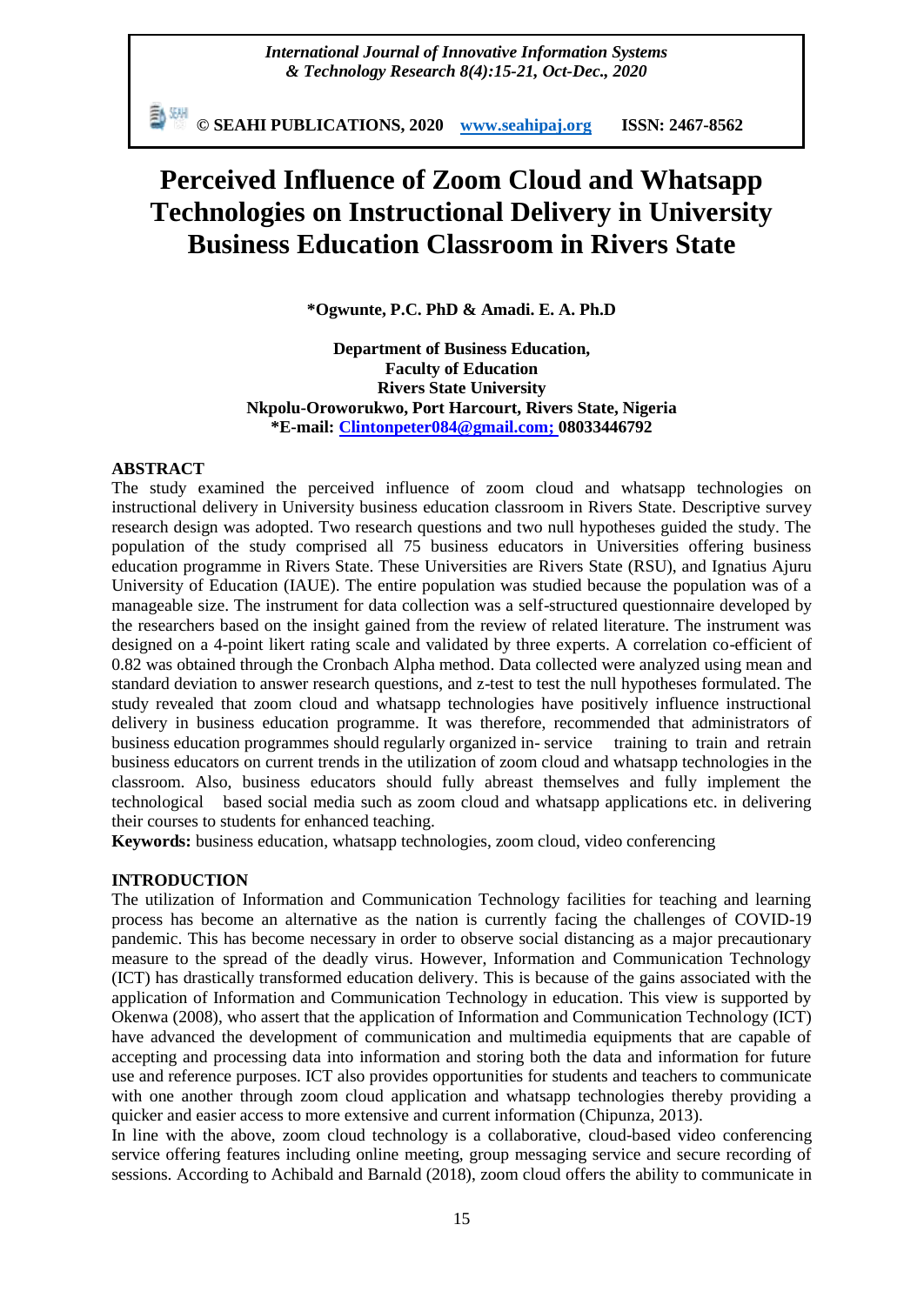# Perceived Influence of Zoom Cloud and Whatsapp Technologies on Instructional Delivery in University Business Education Classroom in Rivers State

**\*Ogwunte, P.C. PhD & Amadi. E. A. Ph.D**

**Department of Business Education,**
**Faculty of Education**
**Rivers State University**
**Nkpolu-Oroworukwo, Port Harcourt, Rivers State, Nigeria**
**\*E-mail: Clintonpeter084@gmail.com; 08033446792**

## ABSTRACT

The study examined the perceived influence of zoom cloud and whatsapp technologies on instructional delivery in University business education classroom in Rivers State. Descriptive survey research design was adopted. Two research questions and two null hypotheses guided the study. The population of the study comprised all 75 business educators in Universities offering business education programme in Rivers State. These Universities are Rivers State (RSU), and Ignatius Ajuru University of Education (IAUE). The entire population was studied because the population was of a manageable size. The instrument for data collection was a self-structured questionnaire developed by the researchers based on the insight gained from the review of related literature. The instrument was designed on a 4-point likert rating scale and validated by three experts. A correlation co-efficient of 0.82 was obtained through the Cronbach Alpha method. Data collected were analyzed using mean and standard deviation to answer research questions, and z-test to test the null hypotheses formulated. The study revealed that zoom cloud and whatsapp technologies have positively influence instructional delivery in business education programme. It was therefore, recommended that administrators of business education programmes should regularly organized in- service training to train and retrain business educators on current trends in the utilization of zoom cloud and whatsapp technologies in the classroom. Also, business educators should fully abreast themselves and fully implement the technological based social media such as zoom cloud and whatsapp applications etc. in delivering their courses to students for enhanced teaching.

**Keywords:** business education, whatsapp technologies, zoom cloud, video conferencing

## INTRODUCTION

The utilization of Information and Communication Technology facilities for teaching and learning process has become an alternative as the nation is currently facing the challenges of COVID-19 pandemic. This has become necessary in order to observe social distancing as a major precautionary measure to the spread of the deadly virus. However, Information and Communication Technology (ICT) has drastically transformed education delivery. This is because of the gains associated with the application of Information and Communication Technology in education. This view is supported by Okenwa (2008), who assert that the application of Information and Communication Technology (ICT) have advanced the development of communication and multimedia equipments that are capable of accepting and processing data into information and storing both the data and information for future use and reference purposes. ICT also provides opportunities for students and teachers to communicate with one another through zoom cloud application and whatsapp technologies thereby providing a quicker and easier access to more extensive and current information (Chipunza, 2013).

In line with the above, zoom cloud technology is a collaborative, cloud-based video conferencing service offering features including online meeting, group messaging service and secure recording of sessions. According to Achibald and Barnald (2018), zoom cloud offers the ability to communicate in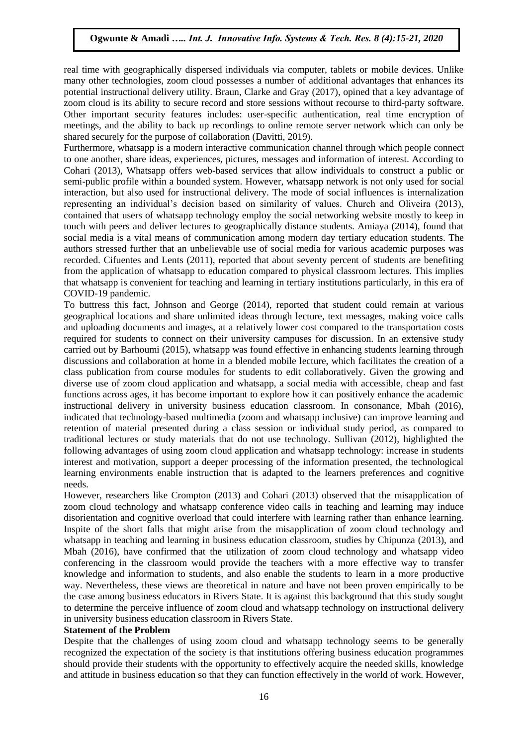real time with geographically dispersed individuals via computer, tablets or mobile devices. Unlike many other technologies, zoom cloud possesses a number of additional advantages that enhances its potential instructional delivery utility. Braun, Clarke and Gray (2017), opined that a key advantage of zoom cloud is its ability to secure record and store sessions without recourse to third-party software. Other important security features includes: user-specific authentication, real time encryption of meetings, and the ability to back up recordings to online remote server network which can only be shared securely for the purpose of collaboration (Davitti, 2019).

Furthermore, whatsapp is a modern interactive communication channel through which people connect to one another, share ideas, experiences, pictures, messages and information of interest. According to Cohari (2013), Whatsapp offers web-based services that allow individuals to construct a public or semi-public profile within a bounded system. However, whatsapp network is not only used for social interaction, but also used for instructional delivery. The mode of social influences is internalization representing an individual's decision based on similarity of values. Church and Oliveira (2013), contained that users of whatsapp technology employ the social networking website mostly to keep in touch with peers and deliver lectures to geographically distance students. Amiaya (2014), found that social media is a vital means of communication among modern day tertiary education students. The authors stressed further that an unbelievable use of social media for various academic purposes was recorded. Cifuentes and Lents (2011), reported that about seventy percent of students are benefiting from the application of whatsapp to education compared to physical classroom lectures. This implies that whatsapp is convenient for teaching and learning in tertiary institutions particularly, in this era of COVID-19 pandemic.

To buttress this fact, Johnson and George (2014), reported that student could remain at various geographical locations and share unlimited ideas through lecture, text messages, making voice calls and uploading documents and images, at a relatively lower cost compared to the transportation costs required for students to connect on their university campuses for discussion. In an extensive study carried out by Barhoumi (2015), whatsapp was found effective in enhancing students learning through discussions and collaboration at home in a blended mobile lecture, which facilitates the creation of a class publication from course modules for students to edit collaboratively. Given the growing and diverse use of zoom cloud application and whatsapp, a social media with accessible, cheap and fast functions across ages, it has become important to explore how it can positively enhance the academic instructional delivery in university business education classroom. In consonance, Mbah (2016), indicated that technology-based multimedia (zoom and whatsapp inclusive) can improve learning and retention of material presented during a class session or individual study period, as compared to traditional lectures or study materials that do not use technology. Sullivan (2012), highlighted the following advantages of using zoom cloud application and whatsapp technology: increase in students interest and motivation, support a deeper processing of the information presented, the technological learning environments enable instruction that is adapted to the learners preferences and cognitive needs.

However, researchers like Crompton (2013) and Cohari (2013) observed that the misapplication of zoom cloud technology and whatsapp conference video calls in teaching and learning may induce disorientation and cognitive overload that could interfere with learning rather than enhance learning. Inspite of the short falls that might arise from the misapplication of zoom cloud technology and whatsapp in teaching and learning in business education classroom, studies by Chipunza (2013), and Mbah (2016), have confirmed that the utilization of zoom cloud technology and whatsapp video conferencing in the classroom would provide the teachers with a more effective way to transfer knowledge and information to students, and also enable the students to learn in a more productive way. Nevertheless, these views are theoretical in nature and have not been proven empirically to be the case among business educators in Rivers State. It is against this background that this study sought to determine the perceive influence of zoom cloud and whatsapp technology on instructional delivery in university business education classroom in Rivers State.

**Statement of the Problem**

Despite that the challenges of using zoom cloud and whatsapp technology seems to be generally recognized the expectation of the society is that institutions offering business education programmes should provide their students with the opportunity to effectively acquire the needed skills, knowledge and attitude in business education so that they can function effectively in the world of work. However,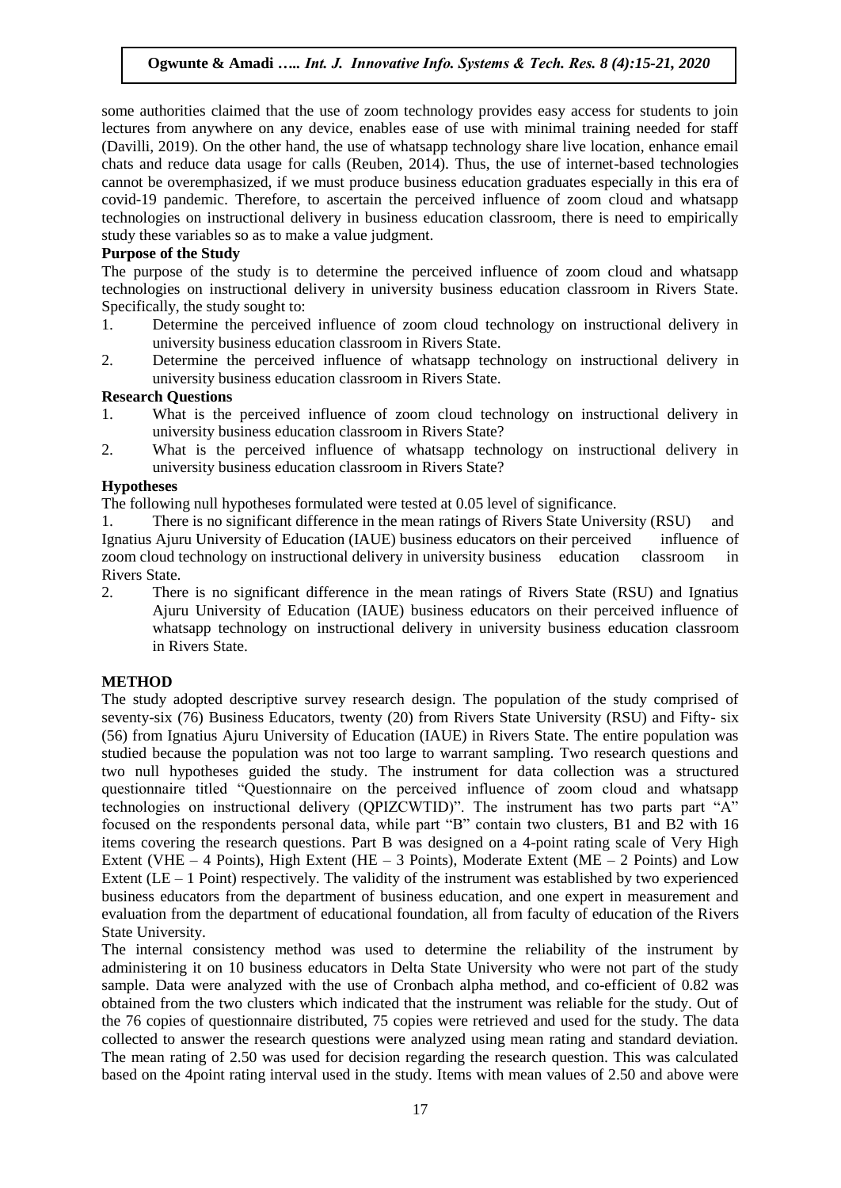some authorities claimed that the use of zoom technology provides easy access for students to join lectures from anywhere on any device, enables ease of use with minimal training needed for staff (Davilli, 2019). On the other hand, the use of whatsapp technology share live location, enhance email chats and reduce data usage for calls (Reuben, 2014). Thus, the use of internet-based technologies cannot be overemphasized, if we must produce business education graduates especially in this era of covid-19 pandemic. Therefore, to ascertain the perceived influence of zoom cloud and whatsapp technologies on instructional delivery in business education classroom, there is need to empirically study these variables so as to make a value judgment.

**Purpose of the Study**

The purpose of the study is to determine the perceived influence of zoom cloud and whatsapp technologies on instructional delivery in university business education classroom in Rivers State. Specifically, the study sought to:

1. Determine the perceived influence of zoom cloud technology on instructional delivery in university business education classroom in Rivers State.
2. Determine the perceived influence of whatsapp technology on instructional delivery in university business education classroom in Rivers State.

**Research Questions**

1. What is the perceived influence of zoom cloud technology on instructional delivery in university business education classroom in Rivers State?
2. What is the perceived influence of whatsapp technology on instructional delivery in university business education classroom in Rivers State?

**Hypotheses**

The following null hypotheses formulated were tested at 0.05 level of significance.

1. There is no significant difference in the mean ratings of Rivers State University (RSU) and Ignatius Ajuru University of Education (IAUE) business educators on their perceived influence of zoom cloud technology on instructional delivery in university business education classroom in Rivers State.
2. There is no significant difference in the mean ratings of Rivers State (RSU) and Ignatius Ajuru University of Education (IAUE) business educators on their perceived influence of whatsapp technology on instructional delivery in university business education classroom in Rivers State.

**METHOD**

The study adopted descriptive survey research design. The population of the study comprised of seventy-six (76) Business Educators, twenty (20) from Rivers State University (RSU) and Fifty- six (56) from Ignatius Ajuru University of Education (IAUE) in Rivers State. The entire population was studied because the population was not too large to warrant sampling. Two research questions and two null hypotheses guided the study. The instrument for data collection was a structured questionnaire titled "Questionnaire on the perceived influence of zoom cloud and whatsapp technologies on instructional delivery (QPIZCWTID)". The instrument has two parts part "A" focused on the respondents personal data, while part "B" contain two clusters, B1 and B2 with 16 items covering the research questions. Part B was designed on a 4-point rating scale of Very High Extent (VHE – 4 Points), High Extent (HE – 3 Points), Moderate Extent (ME – 2 Points) and Low Extent (LE – 1 Point) respectively. The validity of the instrument was established by two experienced business educators from the department of business education, and one expert in measurement and evaluation from the department of educational foundation, all from faculty of education of the Rivers State University.

The internal consistency method was used to determine the reliability of the instrument by administering it on 10 business educators in Delta State University who were not part of the study sample. Data were analyzed with the use of Cronbach alpha method, and co-efficient of 0.82 was obtained from the two clusters which indicated that the instrument was reliable for the study. Out of the 76 copies of questionnaire distributed, 75 copies were retrieved and used for the study. The data collected to answer the research questions were analyzed using mean rating and standard deviation. The mean rating of 2.50 was used for decision regarding the research question. This was calculated based on the 4point rating interval used in the study. Items with mean values of 2.50 and above were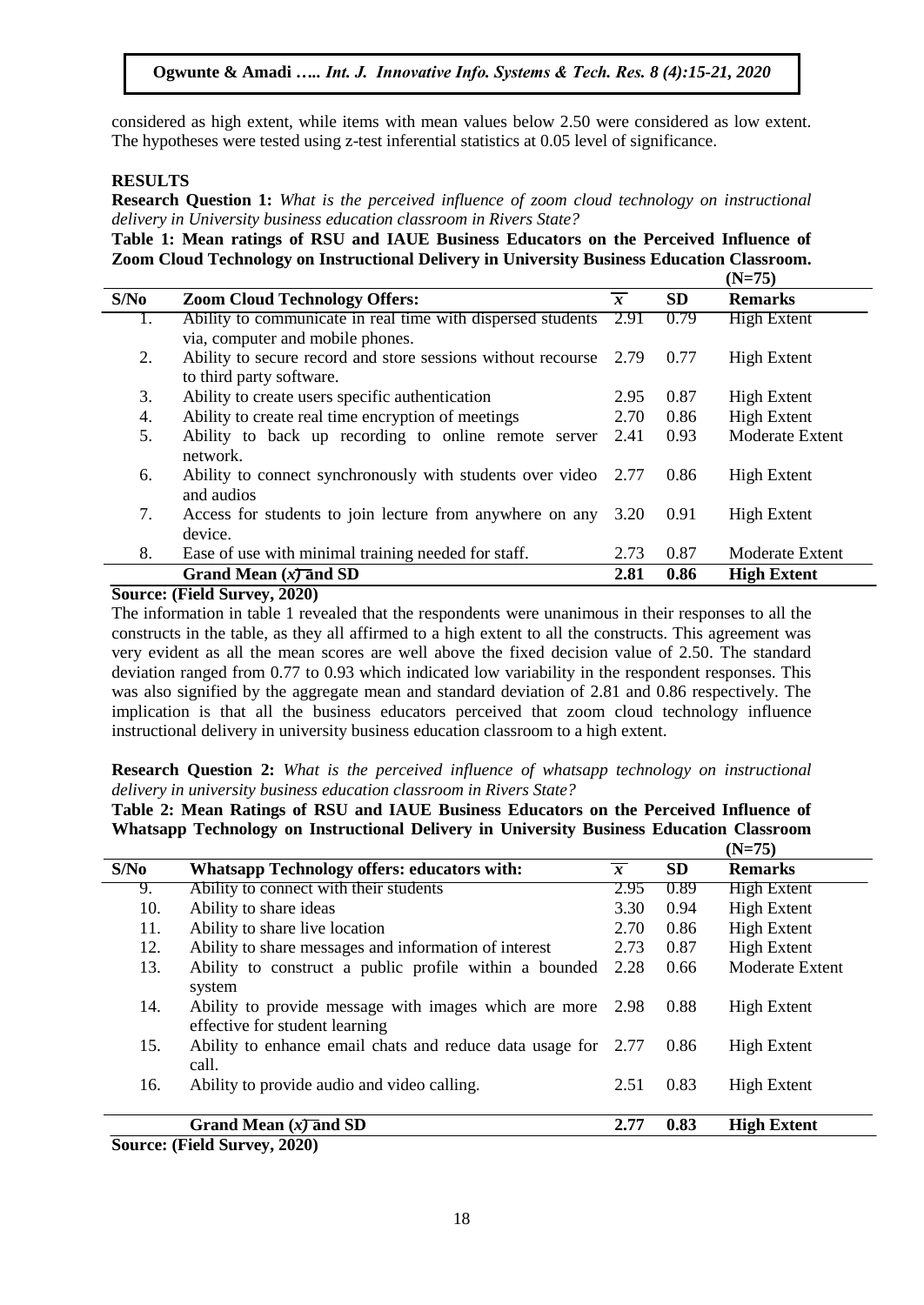considered as high extent, while items with mean values below 2.50 were considered as low extent. The hypotheses were tested using z-test inferential statistics at 0.05 level of significance.

## RESULTS

**Research Question 1:** *What is the perceived influence of zoom cloud technology on instructional delivery in University business education classroom in Rivers State?*

**Table 1: Mean ratings of RSU and IAUE Business Educators on the Perceived Influence of Zoom Cloud Technology on Instructional Delivery in University Business Education Classroom. (N=75)**

| S/No | Zoom Cloud Technology Offers: | $\overline{x}$ | SD | Remarks |
|---|---|---|---|---|
| 1. | Ability to communicate in real time with dispersed students via, computer and mobile phones. | 2.91 | 0.79 | High Extent |
| 2. | Ability to secure record and store sessions without recourse to third party software. | 2.79 | 0.77 | High Extent |
| 3. | Ability to create users specific authentication | 2.95 | 0.87 | High Extent |
| 4. | Ability to create real time encryption of meetings | 2.70 | 0.86 | High Extent |
| 5. | Ability to back up recording to online remote server network. | 2.41 | 0.93 | Moderate Extent |
| 6. | Ability to connect synchronously with students over video and audios | 2.77 | 0.86 | High Extent |
| 7. | Access for students to join lecture from anywhere on any device. | 3.20 | 0.91 | High Extent |
| 8. | Ease of use with minimal training needed for staff. | 2.73 | 0.87 | Moderate Extent |
| | **Grand Mean ($\overline{x}$) and SD** | **2.81** | **0.86** | **High Extent** |

**Source: (Field Survey, 2020)**

The information in table 1 revealed that the respondents were unanimous in their responses to all the constructs in the table, as they all affirmed to a high extent to all the constructs. This agreement was very evident as all the mean scores are well above the fixed decision value of 2.50. The standard deviation ranged from 0.77 to 0.93 which indicated low variability in the respondent responses. This was also signified by the aggregate mean and standard deviation of 2.81 and 0.86 respectively. The implication is that all the business educators perceived that zoom cloud technology influence instructional delivery in university business education classroom to a high extent.

**Research Question 2:** *What is the perceived influence of whatsapp technology on instructional delivery in university business education classroom in Rivers State?*

**Table 2: Mean Ratings of RSU and IAUE Business Educators on the Perceived Influence of Whatsapp Technology on Instructional Delivery in University Business Education Classroom (N=75)**

| S/No | Whatsapp Technology offers: educators with: | $\overline{x}$ | SD | Remarks |
|---|---|---|---|---|
| 9. | Ability to connect with their students | 2.95 | 0.89 | High Extent |
| 10. | Ability to share ideas | 3.30 | 0.94 | High Extent |
| 11. | Ability to share live location | 2.70 | 0.86 | High Extent |
| 12. | Ability to share messages and information of interest | 2.73 | 0.87 | High Extent |
| 13. | Ability to construct a public profile within a bounded system | 2.28 | 0.66 | Moderate Extent |
| 14. | Ability to provide message with images which are more effective for student learning | 2.98 | 0.88 | High Extent |
| 15. | Ability to enhance email chats and reduce data usage for call. | 2.77 | 0.86 | High Extent |
| 16. | Ability to provide audio and video calling. | 2.51 | 0.83 | High Extent |
| | **Grand Mean ($\overline{x}$) and SD** | **2.77** | **0.83** | **High Extent** |

**Source: (Field Survey, 2020)**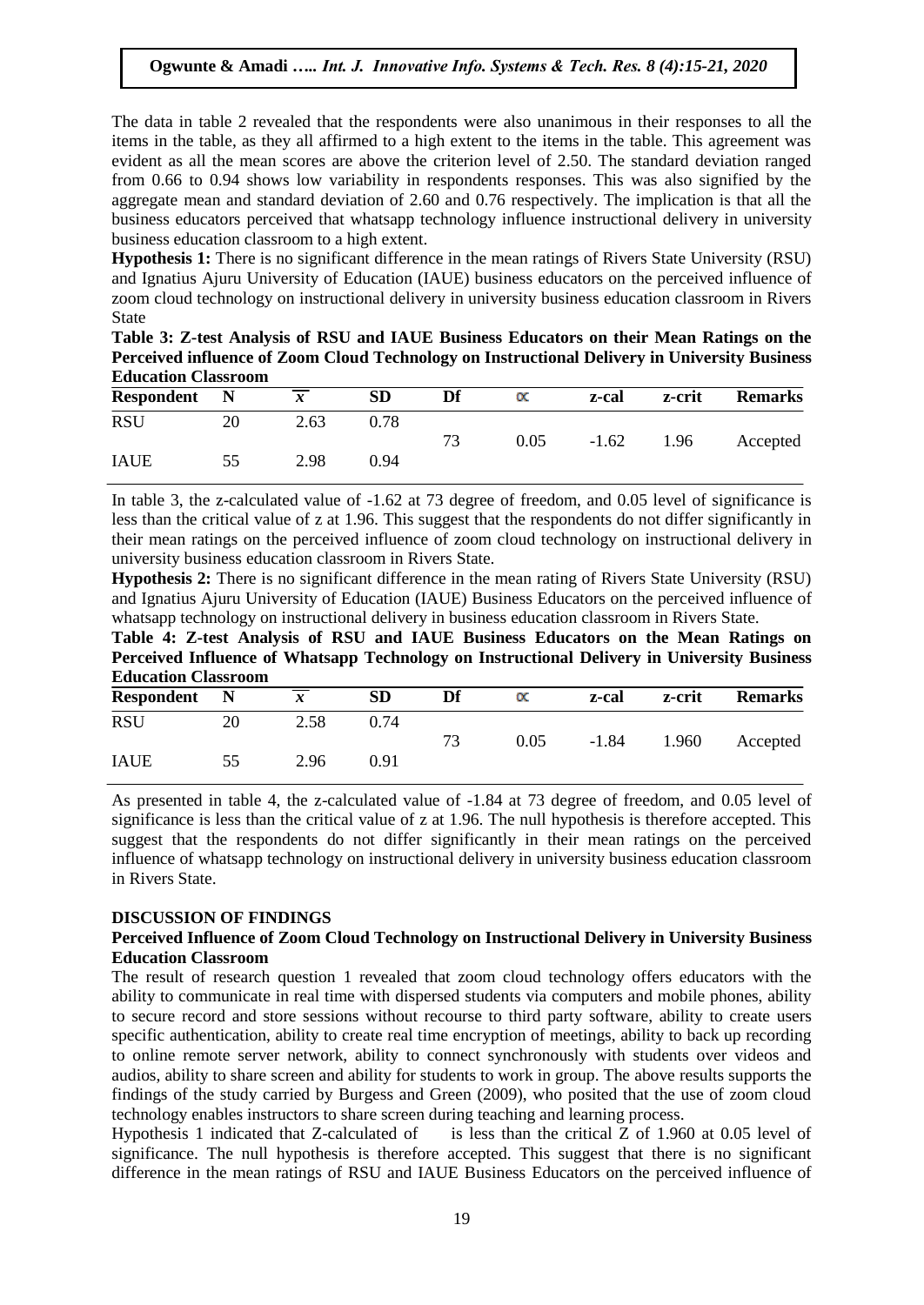The data in table 2 revealed that the respondents were also unanimous in their responses to all the items in the table, as they all affirmed to a high extent to the items in the table. This agreement was evident as all the mean scores are above the criterion level of 2.50. The standard deviation ranged from 0.66 to 0.94 shows low variability in respondents responses. This was also signified by the aggregate mean and standard deviation of 2.60 and 0.76 respectively. The implication is that all the business educators perceived that whatsapp technology influence instructional delivery in university business education classroom to a high extent.

**Hypothesis 1:** There is no significant difference in the mean ratings of Rivers State University (RSU) and Ignatius Ajuru University of Education (IAUE) business educators on the perceived influence of zoom cloud technology on instructional delivery in university business education classroom in Rivers State

**Table 3: Z-test Analysis of RSU and IAUE Business Educators on their Mean Ratings on the Perceived influence of Zoom Cloud Technology on Instructional Delivery in University Business Education Classroom**

| Respondent | N | $\bar{x}$ | SD | Df | ∝ | z-cal | z-crit | Remarks |
|---|---|---|---|---|---|---|---|---|
| RSU | 20 | 2.63 | 0.78 | 73 | 0.05 | -1.62 | 1.96 | Accepted |
| IAUE | 55 | 2.98 | 0.94 | | | | | |

In table 3, the z-calculated value of -1.62 at 73 degree of freedom, and 0.05 level of significance is less than the critical value of z at 1.96. This suggest that the respondents do not differ significantly in their mean ratings on the perceived influence of zoom cloud technology on instructional delivery in university business education classroom in Rivers State.

**Hypothesis 2:** There is no significant difference in the mean rating of Rivers State University (RSU) and Ignatius Ajuru University of Education (IAUE) Business Educators on the perceived influence of whatsapp technology on instructional delivery in business education classroom in Rivers State.

**Table 4: Z-test Analysis of RSU and IAUE Business Educators on the Mean Ratings on Perceived Influence of Whatsapp Technology on Instructional Delivery in University Business Education Classroom**

| Respondent | N | $\bar{x}$ | SD | Df | ∝ | z-cal | z-crit | Remarks |
|---|---|---|---|---|---|---|---|---|
| RSU | 20 | 2.58 | 0.74 | 73 | 0.05 | -1.84 | 1.960 | Accepted |
| IAUE | 55 | 2.96 | 0.91 | | | | | |

As presented in table 4, the z-calculated value of -1.84 at 73 degree of freedom, and 0.05 level of significance is less than the critical value of z at 1.96. The null hypothesis is therefore accepted. This suggest that the respondents do not differ significantly in their mean ratings on the perceived influence of whatsapp technology on instructional delivery in university business education classroom in Rivers State.

## DISCUSSION OF FINDINGS

### Perceived Influence of Zoom Cloud Technology on Instructional Delivery in University Business Education Classroom

The result of research question 1 revealed that zoom cloud technology offers educators with the ability to communicate in real time with dispersed students via computers and mobile phones, ability to secure record and store sessions without recourse to third party software, ability to create users specific authentication, ability to create real time encryption of meetings, ability to back up recording to online remote server network, ability to connect synchronously with students over videos and audios, ability to share screen and ability for students to work in group. The above results supports the findings of the study carried by Burgess and Green (2009), who posited that the use of zoom cloud technology enables instructors to share screen during teaching and learning process.

Hypothesis 1 indicated that Z-calculated of is less than the critical Z of 1.960 at 0.05 level of significance. The null hypothesis is therefore accepted. This suggest that there is no significant difference in the mean ratings of RSU and IAUE Business Educators on the perceived influence of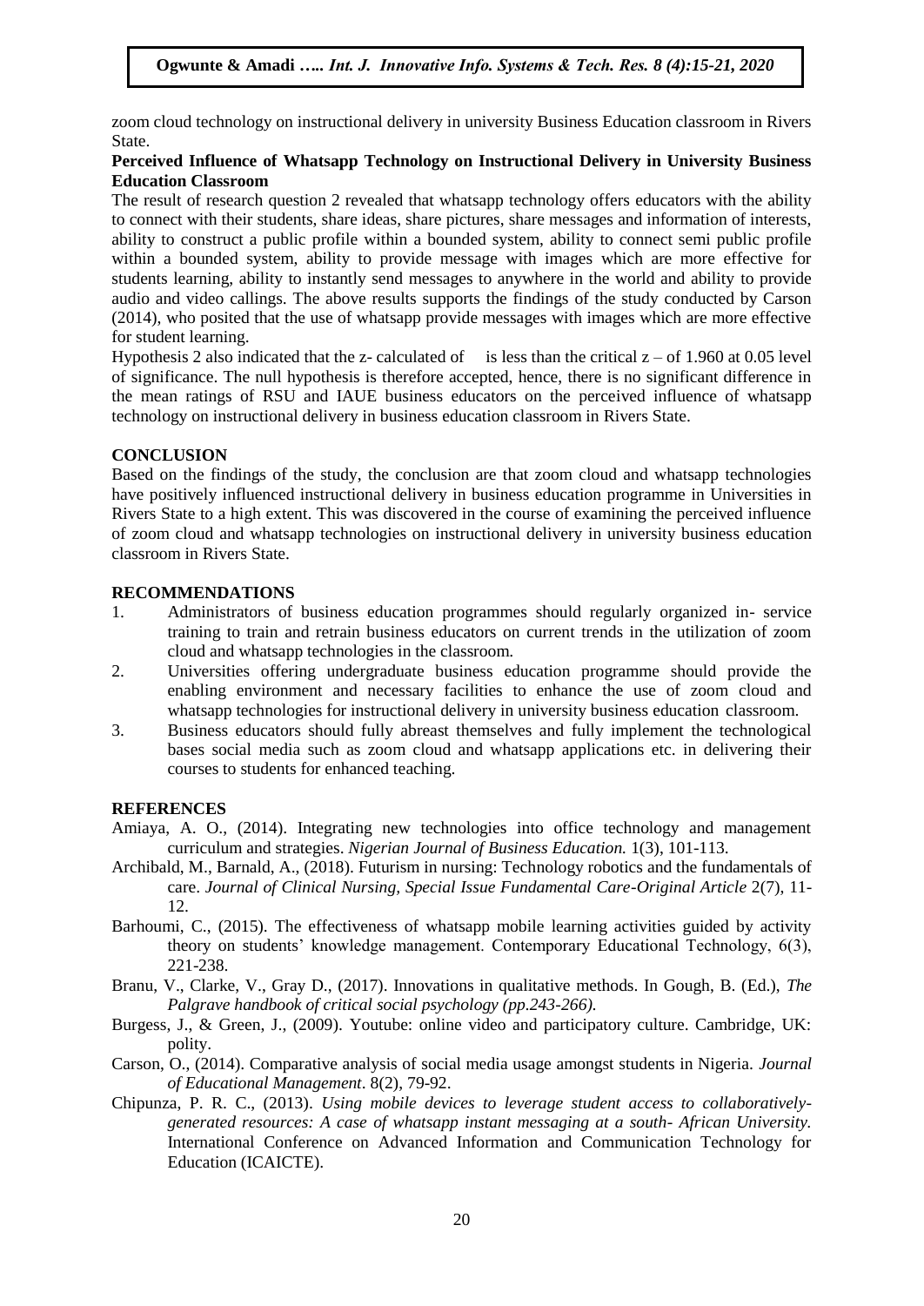zoom cloud technology on instructional delivery in university Business Education classroom in Rivers State.

**Perceived Influence of Whatsapp Technology on Instructional Delivery in University Business Education Classroom**

The result of research question 2 revealed that whatsapp technology offers educators with the ability to connect with their students, share ideas, share pictures, share messages and information of interests, ability to construct a public profile within a bounded system, ability to connect semi public profile within a bounded system, ability to provide message with images which are more effective for students learning, ability to instantly send messages to anywhere in the world and ability to provide audio and video callings. The above results supports the findings of the study conducted by Carson (2014), who posited that the use of whatsapp provide messages with images which are more effective for student learning.

Hypothesis 2 also indicated that the z- calculated of is less than the critical z – of 1.960 at 0.05 level of significance. The null hypothesis is therefore accepted, hence, there is no significant difference in the mean ratings of RSU and IAUE business educators on the perceived influence of whatsapp technology on instructional delivery in business education classroom in Rivers State.

## CONCLUSION

Based on the findings of the study, the conclusion are that zoom cloud and whatsapp technologies have positively influenced instructional delivery in business education programme in Universities in Rivers State to a high extent. This was discovered in the course of examining the perceived influence of zoom cloud and whatsapp technologies on instructional delivery in university business education classroom in Rivers State.

## RECOMMENDATIONS

1. Administrators of business education programmes should regularly organized in- service training to train and retrain business educators on current trends in the utilization of zoom cloud and whatsapp technologies in the classroom.
2. Universities offering undergraduate business education programme should provide the enabling environment and necessary facilities to enhance the use of zoom cloud and whatsapp technologies for instructional delivery in university business education classroom.
3. Business educators should fully abreast themselves and fully implement the technological bases social media such as zoom cloud and whatsapp applications etc. in delivering their courses to students for enhanced teaching.

## REFERENCES

Amiaya, A. O., (2014). Integrating new technologies into office technology and management curriculum and strategies. *Nigerian Journal of Business Education.* 1(3), 101-113.

Archibald, M., Barnald, A., (2018). Futurism in nursing: Technology robotics and the fundamentals of care. *Journal of Clinical Nursing, Special Issue Fundamental Care-Original Article* 2(7), 11-12.

Barhoumi, C., (2015). The effectiveness of whatsapp mobile learning activities guided by activity theory on students' knowledge management. Contemporary Educational Technology, 6(3), 221-238.

Branu, V., Clarke, V., Gray D., (2017). Innovations in qualitative methods. In Gough, B. (Ed.), *The Palgrave handbook of critical social psychology (pp.243-266).*

Burgess, J., & Green, J., (2009). Youtube: online video and participatory culture. Cambridge, UK: polity.

Carson, O., (2014). Comparative analysis of social media usage amongst students in Nigeria. *Journal of Educational Management*. 8(2), 79-92.

Chipunza, P. R. C., (2013). *Using mobile devices to leverage student access to collaboratively-generated resources: A case of whatsapp instant messaging at a south- African University.* International Conference on Advanced Information and Communication Technology for Education (ICAICTE).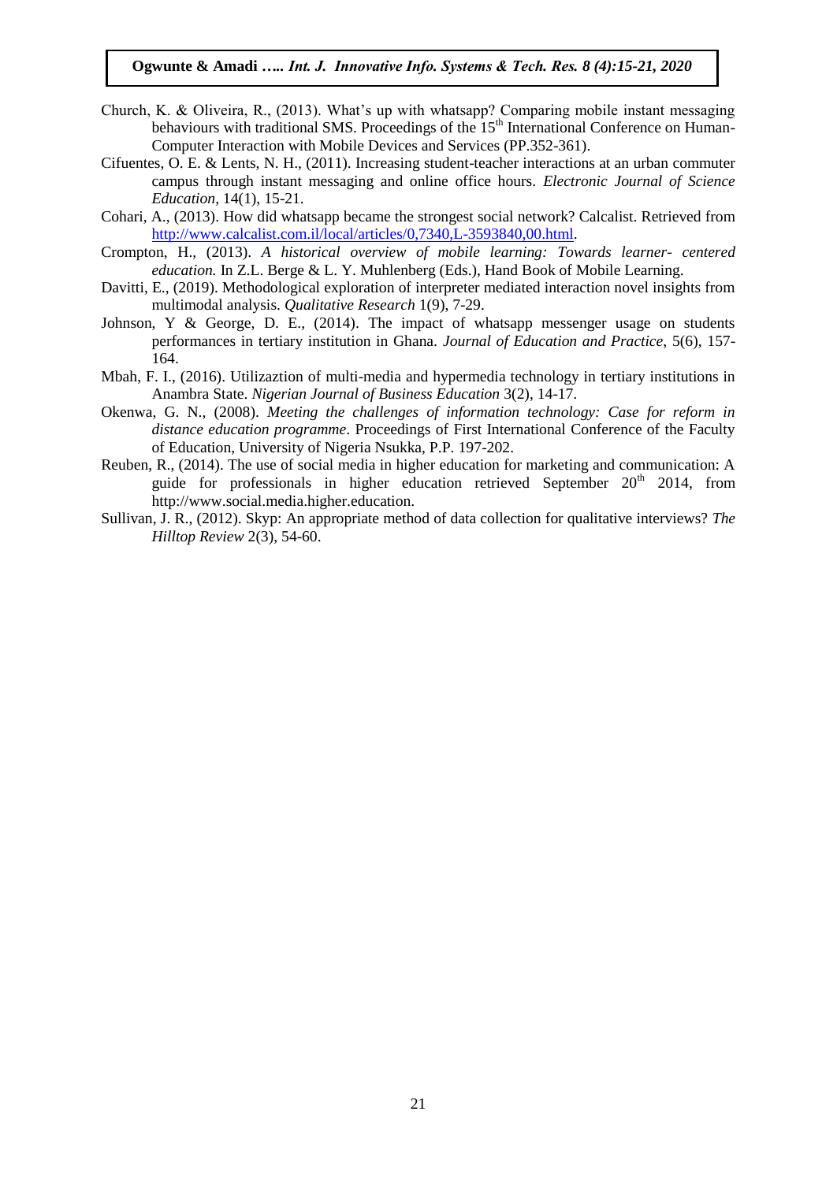Church, K. & Oliveira, R., (2013). What's up with whatsapp? Comparing mobile instant messaging behaviours with traditional SMS. Proceedings of the 15th International Conference on Human-Computer Interaction with Mobile Devices and Services (PP.352-361).

Cifuentes, O. E. & Lents, N. H., (2011). Increasing student-teacher interactions at an urban commuter campus through instant messaging and online office hours. *Electronic Journal of Science Education*, 14(1), 15-21.

Cohari, A., (2013). How did whatsapp became the strongest social network? Calcalist. Retrieved from http://www.calcalist.com.il/local/articles/0,7340,L-3593840,00.html.

Crompton, H., (2013). *A historical overview of mobile learning: Towards learner- centered education.* In Z.L. Berge & L. Y. Muhlenberg (Eds.), Hand Book of Mobile Learning.

Davitti, E., (2019). Methodological exploration of interpreter mediated interaction novel insights from multimodal analysis. *Qualitative Research* 1(9), 7-29.

Johnson, Y & George, D. E., (2014). The impact of whatsapp messenger usage on students performances in tertiary institution in Ghana. *Journal of Education and Practice*, 5(6), 157-164.

Mbah, F. I., (2016). Utilizaztion of multi-media and hypermedia technology in tertiary institutions in Anambra State. *Nigerian Journal of Business Education* 3(2), 14-17.

Okenwa, G. N., (2008). *Meeting the challenges of information technology: Case for reform in distance education programme*. Proceedings of First International Conference of the Faculty of Education, University of Nigeria Nsukka, P.P. 197-202.

Reuben, R., (2014). The use of social media in higher education for marketing and communication: A guide for professionals in higher education retrieved September 20th 2014, from http://www.social.media.higher.education.

Sullivan, J. R., (2012). Skyp: An appropriate method of data collection for qualitative interviews? *The Hilltop Review* 2(3), 54-60.